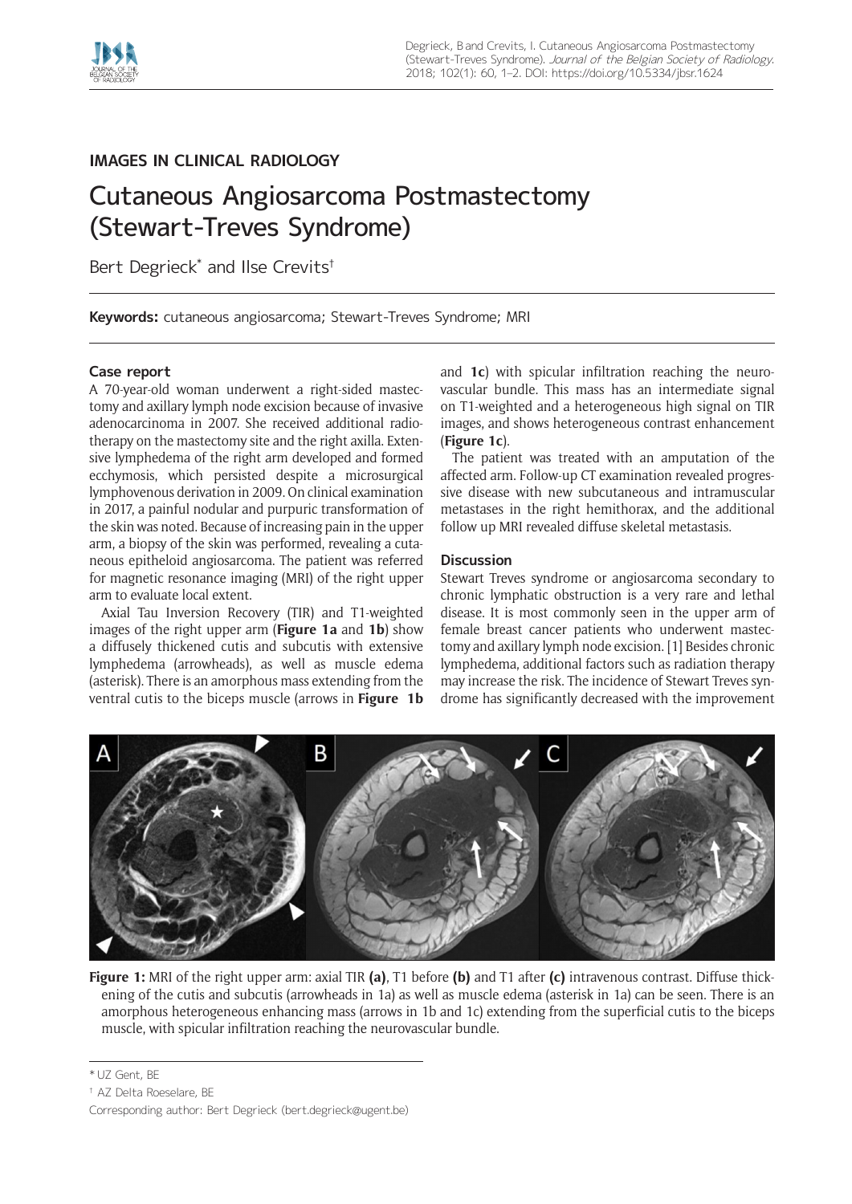IMAGES IN CLINICAL RADIOLOGY

# Cutaneous Angiosarcoma Postmastectomy (Stewart-Treves Syndrome)

Bert Degrieck* and Ilse Crevits†

**Keywords:** cutaneous angiosarcoma; Stewart-Treves Syndrome; MRI

## Case report

A 70-year-old woman underwent a right-sided mastectomy and axillary lymph node excision because of invasive adenocarcinoma in 2007. She received additional radiotherapy on the mastectomy site and the right axilla. Extensive lymphedema of the right arm developed and formed ecchymosis, which persisted despite a microsurgical lymphovenous derivation in 2009. On clinical examination in 2017, a painful nodular and purpuric transformation of the skin was noted. Because of increasing pain in the upper arm, a biopsy of the skin was performed, revealing a cutaneous epitheloid angiosarcoma. The patient was referred for magnetic resonance imaging (MRI) of the right upper arm to evaluate local extent.

Axial Tau Inversion Recovery (TIR) and T1-weighted images of the right upper arm (**Figure 1a** and **1b**) show a diffusely thickened cutis and subcutis with extensive lymphedema (arrowheads), as well as muscle edema (asterisk). There is an amorphous mass extending from the ventral cutis to the biceps muscle (arrows in **Figure 1b** and **1c**) with spicular infiltration reaching the neurovascular bundle. This mass has an intermediate signal on T1-weighted and a heterogeneous high signal on TIR images, and shows heterogeneous contrast enhancement (**Figure 1c**).

The patient was treated with an amputation of the affected arm. Follow-up CT examination revealed progressive disease with new subcutaneous and intramuscular metastases in the right hemithorax, and the additional follow up MRI revealed diffuse skeletal metastasis.

## Discussion

Stewart Treves syndrome or angiosarcoma secondary to chronic lymphatic obstruction is a very rare and lethal disease. It is most commonly seen in the upper arm of female breast cancer patients who underwent mastectomy and axillary lymph node excision. [1] Besides chronic lymphedema, additional factors such as radiation therapy may increase the risk. The incidence of Stewart Treves syndrome has significantly decreased with the improvement

**Figure 1:** MRI of the right upper arm: axial TIR **(a)**, T1 before **(b)** and T1 after **(c)** intravenous contrast. Diffuse thickening of the cutis and subcutis (arrowheads in 1a) as well as muscle edema (asterisk in 1a) can be seen. There is an amorphous heterogeneous enhancing mass (arrows in 1b and 1c) extending from the superficial cutis to the biceps muscle, with spicular infiltration reaching the neurovascular bundle.

* UZ Gent, BE

† AZ Delta Roeselare, BE

Corresponding author: Bert Degrieck (bert.degrieck@ugent.be)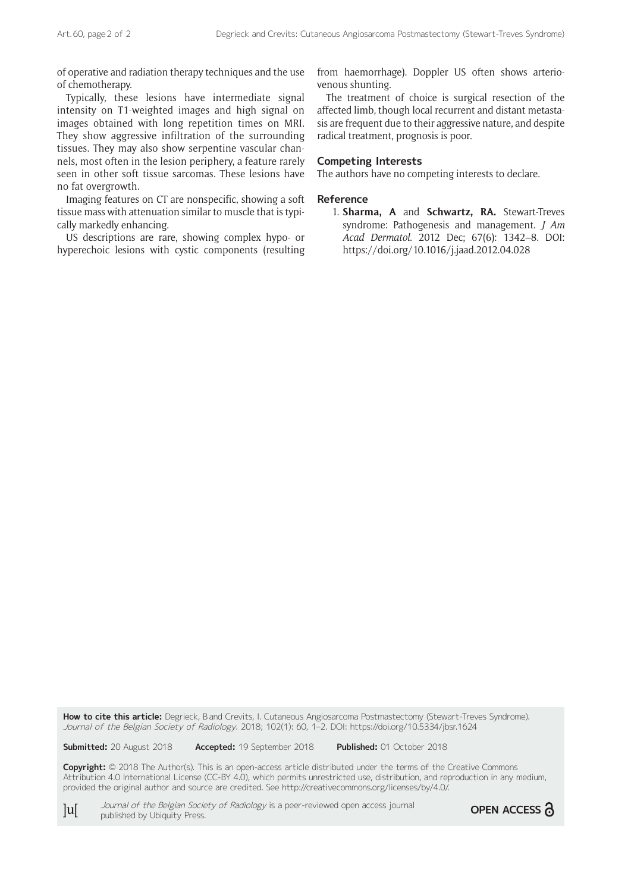of operative and radiation therapy techniques and the use of chemotherapy.

Typically, these lesions have intermediate signal intensity on T1-weighted images and high signal on images obtained with long repetition times on MRI. They show aggressive infiltration of the surrounding tissues. They may also show serpentine vascular channels, most often in the lesion periphery, a feature rarely seen in other soft tissue sarcomas. These lesions have no fat overgrowth.

Imaging features on CT are nonspecific, showing a soft tissue mass with attenuation similar to muscle that is typically markedly enhancing.

US descriptions are rare, showing complex hypo- or hyperechoic lesions with cystic components (resulting from haemorrhage). Doppler US often shows arteriovenous shunting.

The treatment of choice is surgical resection of the affected limb, though local recurrent and distant metastasis are frequent due to their aggressive nature, and despite radical treatment, prognosis is poor.

## Competing Interests

The authors have no competing interests to declare.

## Reference

1. **Sharma, A** and **Schwartz, RA.** Stewart-Treves syndrome: Pathogenesis and management. *J Am Acad Dermatol*. 2012 Dec; 67(6): 1342–8. DOI: https://doi.org/10.1016/j.jaad.2012.04.028

**How to cite this article:** Degrieck, B and Crevits, I. Cutaneous Angiosarcoma Postmastectomy (Stewart-Treves Syndrome). *Journal of the Belgian Society of Radiology*. 2018; 102(1): 60, 1–2. DOI: https://doi.org/10.5334/jbsr.1624

**Submitted:** 20 August 2018 **Accepted:** 19 September 2018 **Published:** 01 October 2018

**Copyright:** © 2018 The Author(s). This is an open-access article distributed under the terms of the Creative Commons Attribution 4.0 International License (CC-BY 4.0), which permits unrestricted use, distribution, and reproduction in any medium, provided the original author and source are credited. See http://creativecommons.org/licenses/by/4.0/.

*Journal of the Belgian Society of Radiology* is a peer-reviewed open access journal published by Ubiquity Press.

OPEN ACCESS